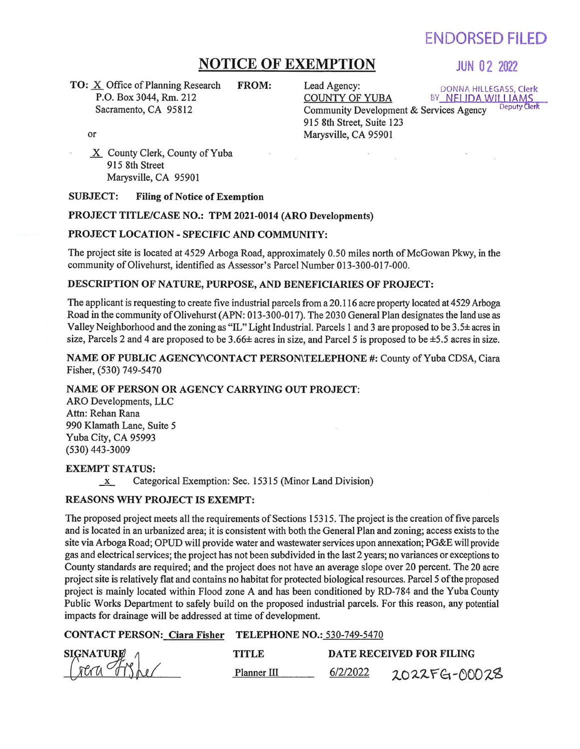**ENDORSED FILED**

**JUN 02 2022**

DONNA HILLEGASS, Clerk
BY NELIDA WILLIAMS
Deputy Clerk

# NOTICE OF EXEMPTION

**TO:** X Office of Planning Research
P.O. Box 3044, Rm. 212
Sacramento, CA 95812

or

X County Clerk, County of Yuba
915 8th Street
Marysville, CA 95901

**FROM:** Lead Agency:
COUNTY OF YUBA
Community Development & Services Agency
915 8th Street, Suite 123
Marysville, CA 95901

**SUBJECT: Filing of Notice of Exemption**

**PROJECT TITLE/CASE NO.: TPM 2021-0014 (ARO Developments)**

**PROJECT LOCATION - SPECIFIC AND COMMUNITY:**

The project site is located at 4529 Arboga Road, approximately 0.50 miles north of McGowan Pkwy, in the community of Olivehurst, identified as Assessor's Parcel Number 013-300-017-000.

**DESCRIPTION OF NATURE, PURPOSE, AND BENEFICIARIES OF PROJECT:**

The applicant is requesting to create five industrial parcels from a 20.116 acre property located at 4529 Arboga Road in the community of Olivehurst (APN: 013-300-017). The 2030 General Plan designates the land use as Valley Neighborhood and the zoning as "IL" Light Industrial. Parcels 1 and 3 are proposed to be 3.5± acres in size, Parcels 2 and 4 are proposed to be 3.66± acres in size, and Parcel 5 is proposed to be ±5.5 acres in size.

**NAME OF PUBLIC AGENCY\CONTACT PERSON\TELEPHONE #:** County of Yuba CDSA, Ciara Fisher, (530) 749-5470

**NAME OF PERSON OR AGENCY CARRYING OUT PROJECT:**
ARO Developments, LLC
Attn: Rehan Rana
990 Klamath Lane, Suite 5
Yuba City, CA 95993
(530) 443-3009

**EXEMPT STATUS:**

x Categorical Exemption: Sec. 15315 (Minor Land Division)

**REASONS WHY PROJECT IS EXEMPT:**

The proposed project meets all the requirements of Sections 15315. The project is the creation of five parcels and is located in an urbanized area; it is consistent with both the General Plan and zoning; access exists to the site via Arboga Road; OPUD will provide water and wastewater services upon annexation; PG&E will provide gas and electrical services; the project has not been subdivided in the last 2 years; no variances or exceptions to County standards are required; and the project does not have an average slope over 20 percent. The 20 acre project site is relatively flat and contains no habitat for protected biological resources. Parcel 5 of the proposed project is mainly located within Flood zone A and has been conditioned by RD-784 and the Yuba County Public Works Department to safely build on the proposed industrial parcels. For this reason, any potential impacts for drainage will be addressed at time of development.

**CONTACT PERSON:** Ciara Fisher **TELEPHONE NO.:** 530-749-5470

| SIGNATURE | TITLE | DATE RECEIVED FOR FILING |
|---|---|---|
| Ciara Fisher | Planner III | 6/2/2022 2022FG-00028 |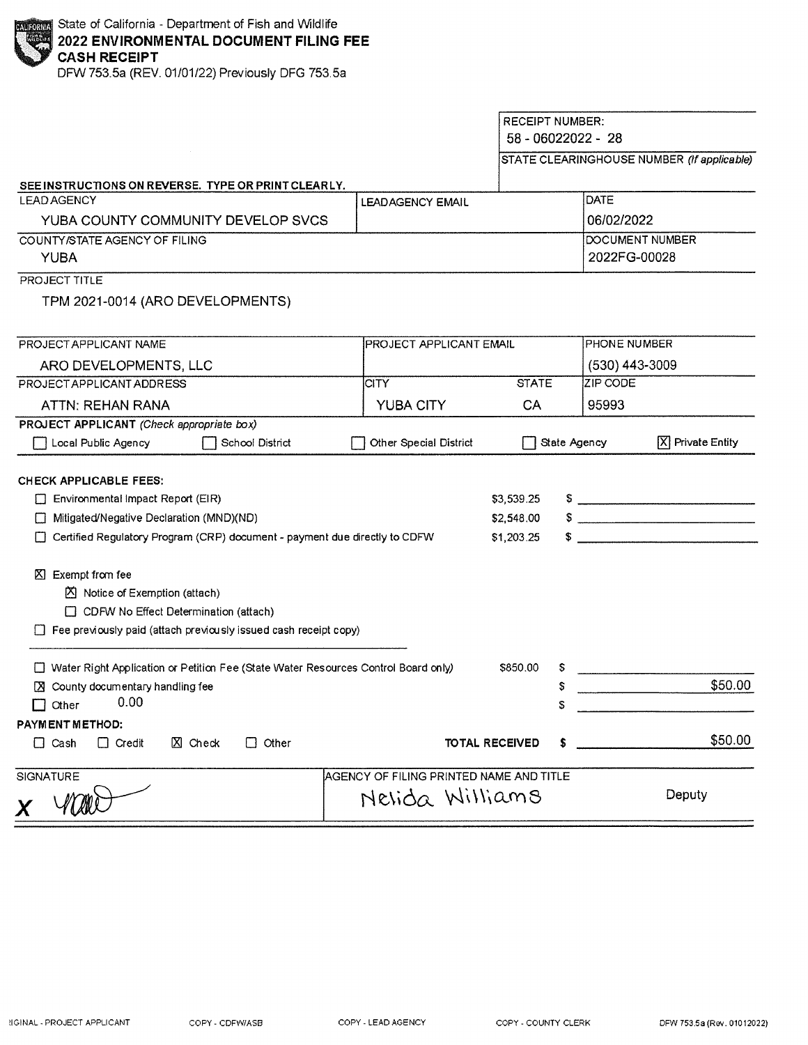State of California - Department of Fish and Wildlife

# 2022 ENVIRONMENTAL DOCUMENT FILING FEE CASH RECEIPT

DFW 753.5a (REV. 01/01/22) Previously DFG 753.5a

RECEIPT NUMBER:
58 - 06022022 - 28

STATE CLEARINGHOUSE NUMBER *(If applicable)*

**SEE INSTRUCTIONS ON REVERSE. TYPE OR PRINT CLEARLY.**

| LEAD AGENCY | LEAD AGENCY EMAIL | DATE |
|---|---|---|
| YUBA COUNTY COMMUNITY DEVELOP SVCS | | 06/02/2022 |

| COUNTY/STATE AGENCY OF FILING | DOCUMENT NUMBER |
|---|---|
| YUBA | 2022FG-00028 |

PROJECT TITLE

TPM 2021-0014 (ARO DEVELOPMENTS)

| PROJECT APPLICANT NAME | PROJECT APPLICANT EMAIL | | PHONE NUMBER |
|---|---|---|---|
| ARO DEVELOPMENTS, LLC | | | (530) 443-3009 |
| **PROJECT APPLICANT ADDRESS** | **CITY** | **STATE** | **ZIP CODE** |
| ATTN: REHAN RANA | YUBA CITY | CA | 95993 |

**PROJECT APPLICANT** *(Check appropriate box)*

☐ Local Public Agency ☐ School District ☐ Other Special District ☐ State Agency ☒ Private Entity

**CHECK APPLICABLE FEES:**

| | | |
|---|---|---|
| ☐ Environmental Impact Report (EIR) | $3,539.25 | $ |
| ☐ Mitigated/Negative Declaration (MND)(ND) | $2,548.00 | $ |
| ☐ Certified Regulatory Program (CRP) document - payment due directly to CDFW | $1,203.25 | $ |

☒ Exempt from fee

- ☒ Notice of Exemption (attach)
- ☐ CDFW No Effect Determination (attach)

☐ Fee previously paid (attach previously issued cash receipt copy)

| | | |
|---|---|---|
| ☐ Water Right Application or Petition Fee (State Water Resources Control Board only) | $850.00 | $ |
| ☒ County documentary handling fee | | $ $50.00 |
| ☐ Other 0.00 | | $ |

**PAYMENT METHOD:**

☐ Cash ☐ Credit ☒ Check ☐ Other **TOTAL RECEIVED** $ $50.00

| SIGNATURE | AGENCY OF FILING PRINTED NAME AND TITLE | |
|---|---|---|
| X [signature] | Nelida Williams | Deputy |

ORIGINAL - PROJECT APPLICANT COPY - CDFW/ASB COPY - LEAD AGENCY COPY - COUNTY CLERK DFW 753.5a (Rev. 01012022)